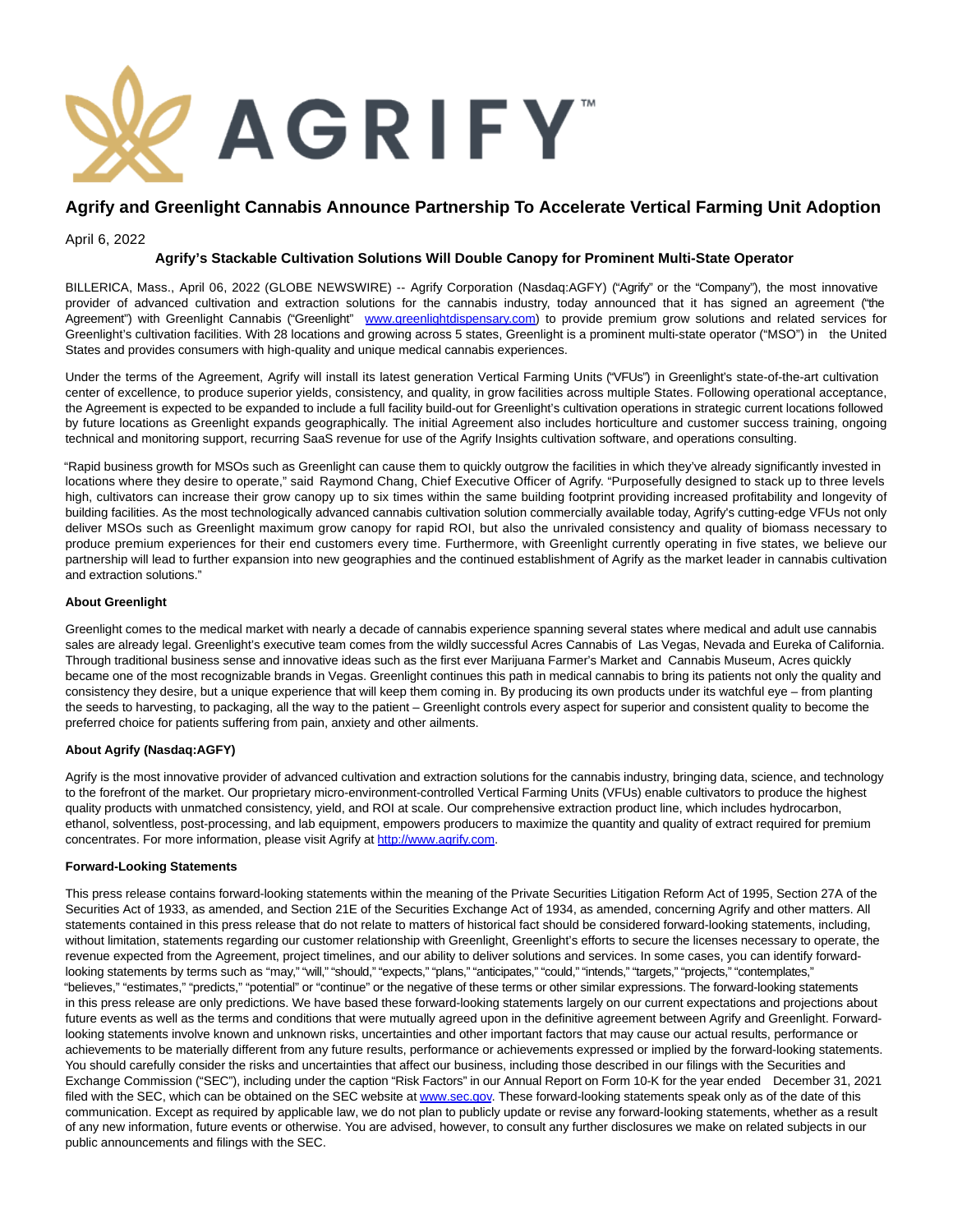# Agrify and Greenlight Cannabis Announce Partnership To Accelerate Vertical Farming Unit Adoption

April 6, 2022

### Agrify's Stackable Cultivation Solutions Will Double Canopy for Prominent Multi-State Operator

BILLERICA, Mass., April 06, 2022 (GLOBE NEWSWIRE) -- Agrify Corporation (Nasdaq:AGFY) ("Agrify" or the "Company"), the most innovative provider of advanced cultivation and extraction solutions for the cannabis industry, today announced that it has signed an agreement ("the Agreement") with Greenlight Cannabis ("Greenlight" www.greenlightdispensary.com) to provide premium grow solutions and related services for Greenlight's cultivation facilities. With 28 locations and growing across 5 states, Greenlight is a prominent multi-state operator ("MSO") in the United States and provides consumers with high-quality and unique medical cannabis experiences.

Under the terms of the Agreement, Agrify will install its latest generation Vertical Farming Units ("VFUs") in Greenlight's state-of-the-art cultivation center of excellence, to produce superior yields, consistency, and quality, in grow facilities across multiple States. Following operational acceptance, the Agreement is expected to be expanded to include a full facility build-out for Greenlight's cultivation operations in strategic current locations followed by future locations as Greenlight expands geographically. The initial Agreement also includes horticulture and customer success training, ongoing technical and monitoring support, recurring SaaS revenue for use of the Agrify Insights cultivation software, and operations consulting.

"Rapid business growth for MSOs such as Greenlight can cause them to quickly outgrow the facilities in which they've already significantly invested in locations where they desire to operate," said Raymond Chang, Chief Executive Officer of Agrify. "Purposefully designed to stack up to three levels high, cultivators can increase their grow canopy up to six times within the same building footprint providing increased profitability and longevity of building facilities. As the most technologically advanced cannabis cultivation solution commercially available today, Agrify's cutting-edge VFUs not only deliver MSOs such as Greenlight maximum grow canopy for rapid ROI, but also the unrivaled consistency and quality of biomass necessary to produce premium experiences for their end customers every time. Furthermore, with Greenlight currently operating in five states, we believe our partnership will lead to further expansion into new geographies and the continued establishment of Agrify as the market leader in cannabis cultivation and extraction solutions."

**About Greenlight**

Greenlight comes to the medical market with nearly a decade of cannabis experience spanning several states where medical and adult use cannabis sales are already legal. Greenlight's executive team comes from the wildly successful Acres Cannabis of Las Vegas, Nevada and Eureka of California. Through traditional business sense and innovative ideas such as the first ever Marijuana Farmer's Market and Cannabis Museum, Acres quickly became one of the most recognizable brands in Vegas. Greenlight continues this path in medical cannabis to bring its patients not only the quality and consistency they desire, but a unique experience that will keep them coming in. By producing its own products under its watchful eye – from planting the seeds to harvesting, to packaging, all the way to the patient – Greenlight controls every aspect for superior and consistent quality to become the preferred choice for patients suffering from pain, anxiety and other ailments.

**About Agrify (Nasdaq:AGFY)**

Agrify is the most innovative provider of advanced cultivation and extraction solutions for the cannabis industry, bringing data, science, and technology to the forefront of the market. Our proprietary micro-environment-controlled Vertical Farming Units (VFUs) enable cultivators to produce the highest quality products with unmatched consistency, yield, and ROI at scale. Our comprehensive extraction product line, which includes hydrocarbon, ethanol, solventless, post-processing, and lab equipment, empowers producers to maximize the quantity and quality of extract required for premium concentrates. For more information, please visit Agrify at http://www.agrify.com.

**Forward-Looking Statements**

This press release contains forward-looking statements within the meaning of the Private Securities Litigation Reform Act of 1995, Section 27A of the Securities Act of 1933, as amended, and Section 21E of the Securities Exchange Act of 1934, as amended, concerning Agrify and other matters. All statements contained in this press release that do not relate to matters of historical fact should be considered forward-looking statements, including, without limitation, statements regarding our customer relationship with Greenlight, Greenlight's efforts to secure the licenses necessary to operate, the revenue expected from the Agreement, project timelines, and our ability to deliver solutions and services. In some cases, you can identify forward-looking statements by terms such as "may," "will," "should," "expects," "plans," "anticipates," "could," "intends," "targets," "projects," "contemplates," "believes," "estimates," "predicts," "potential" or "continue" or the negative of these terms or other similar expressions. The forward-looking statements in this press release are only predictions. We have based these forward-looking statements largely on our current expectations and projections about future events as well as the terms and conditions that were mutually agreed upon in the definitive agreement between Agrify and Greenlight. Forward-looking statements involve known and unknown risks, uncertainties and other important factors that may cause our actual results, performance or achievements to be materially different from any future results, performance or achievements expressed or implied by the forward-looking statements. You should carefully consider the risks and uncertainties that affect our business, including those described in our filings with the Securities and Exchange Commission ("SEC"), including under the caption "Risk Factors" in our Annual Report on Form 10-K for the year ended December 31, 2021 filed with the SEC, which can be obtained on the SEC website at www.sec.gov. These forward-looking statements speak only as of the date of this communication. Except as required by applicable law, we do not plan to publicly update or revise any forward-looking statements, whether as a result of any new information, future events or otherwise. You are advised, however, to consult any further disclosures we make on related subjects in our public announcements and filings with the SEC.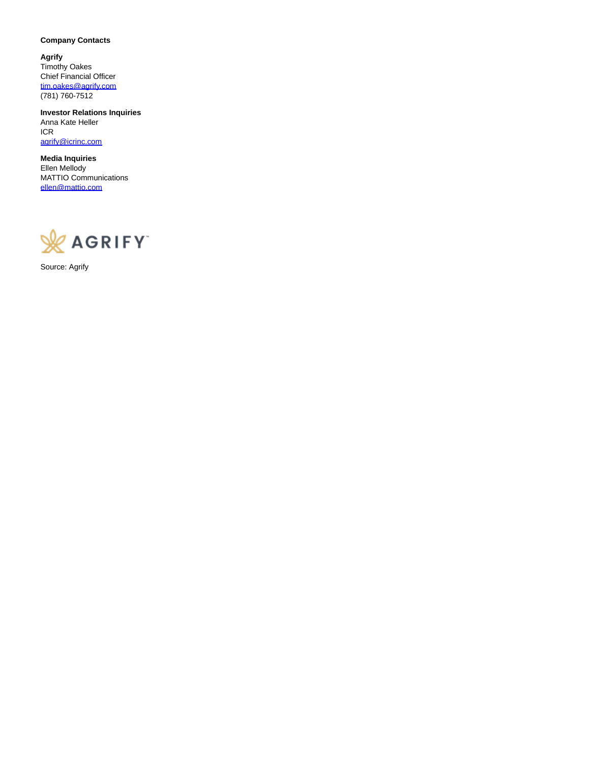**Company Contacts**

**Agrify**
Timothy Oakes
Chief Financial Officer
tim.oakes@agrify.com
(781) 760-7512

**Investor Relations Inquiries**
Anna Kate Heller
ICR
agrify@icrinc.com

**Media Inquiries**
Ellen Mellody
MATTIO Communications
ellen@mattio.com

AGRIFY™

Source: Agrify